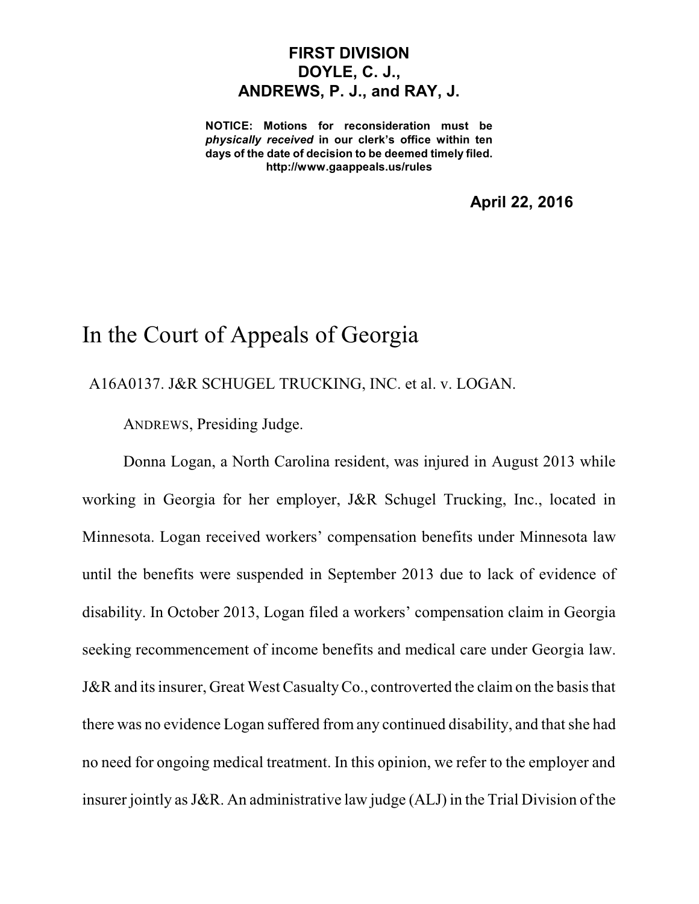**FIRST DIVISION**
**DOYLE, C. J.,**
**ANDREWS, P. J., and RAY, J.**

**NOTICE: Motions for reconsideration must be *physically received* in our clerk's office within ten days of the date of decision to be deemed timely filed.**
**http://www.gaappeals.us/rules**

**April 22, 2016**

# In the Court of Appeals of Georgia

A16A0137. J&R SCHUGEL TRUCKING, INC. et al. v. LOGAN.

ANDREWS, Presiding Judge.

Donna Logan, a North Carolina resident, was injured in August 2013 while working in Georgia for her employer, J&R Schugel Trucking, Inc., located in Minnesota. Logan received workers' compensation benefits under Minnesota law until the benefits were suspended in September 2013 due to lack of evidence of disability. In October 2013, Logan filed a workers' compensation claim in Georgia seeking recommencement of income benefits and medical care under Georgia law. J&R and its insurer, Great West Casualty Co., controverted the claim on the basis that there was no evidence Logan suffered from any continued disability, and that she had no need for ongoing medical treatment. In this opinion, we refer to the employer and insurer jointly as J&R. An administrative law judge (ALJ) in the Trial Division of the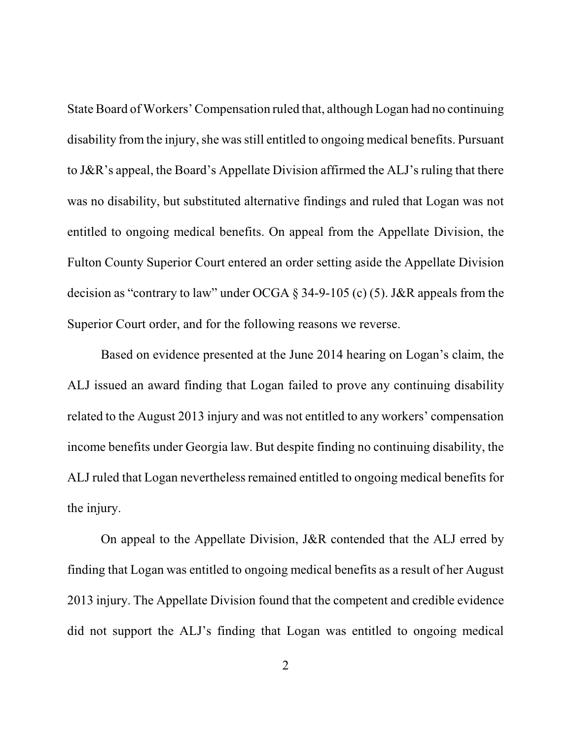State Board of Workers' Compensation ruled that, although Logan had no continuing disability from the injury, she was still entitled to ongoing medical benefits. Pursuant to J&R's appeal, the Board's Appellate Division affirmed the ALJ's ruling that there was no disability, but substituted alternative findings and ruled that Logan was not entitled to ongoing medical benefits. On appeal from the Appellate Division, the Fulton County Superior Court entered an order setting aside the Appellate Division decision as "contrary to law" under OCGA § 34-9-105 (c) (5). J&R appeals from the Superior Court order, and for the following reasons we reverse.

Based on evidence presented at the June 2014 hearing on Logan's claim, the ALJ issued an award finding that Logan failed to prove any continuing disability related to the August 2013 injury and was not entitled to any workers' compensation income benefits under Georgia law. But despite finding no continuing disability, the ALJ ruled that Logan nevertheless remained entitled to ongoing medical benefits for the injury.

On appeal to the Appellate Division, J&R contended that the ALJ erred by finding that Logan was entitled to ongoing medical benefits as a result of her August 2013 injury. The Appellate Division found that the competent and credible evidence did not support the ALJ's finding that Logan was entitled to ongoing medical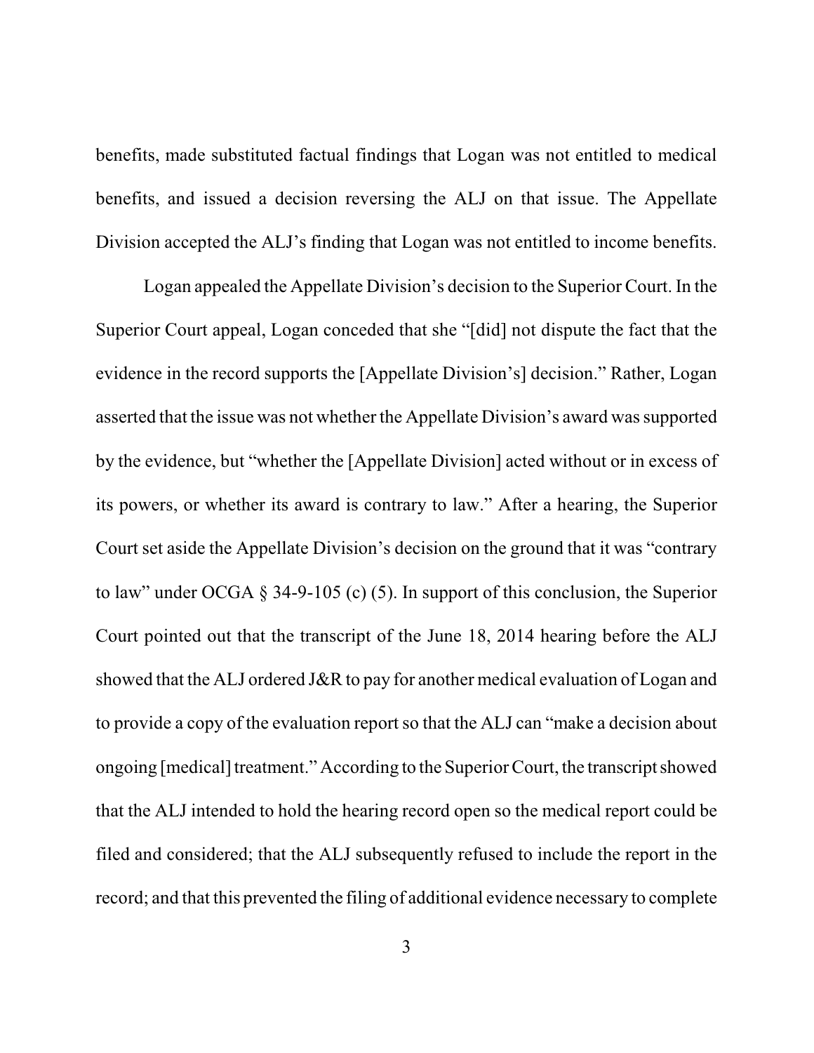benefits, made substituted factual findings that Logan was not entitled to medical benefits, and issued a decision reversing the ALJ on that issue. The Appellate Division accepted the ALJ's finding that Logan was not entitled to income benefits.

Logan appealed the Appellate Division's decision to the Superior Court. In the Superior Court appeal, Logan conceded that she "[did] not dispute the fact that the evidence in the record supports the [Appellate Division's] decision." Rather, Logan asserted that the issue was not whether the Appellate Division's award was supported by the evidence, but "whether the [Appellate Division] acted without or in excess of its powers, or whether its award is contrary to law." After a hearing, the Superior Court set aside the Appellate Division's decision on the ground that it was "contrary to law" under OCGA § 34-9-105 (c) (5). In support of this conclusion, the Superior Court pointed out that the transcript of the June 18, 2014 hearing before the ALJ showed that the ALJ ordered J&R to pay for another medical evaluation of Logan and to provide a copy of the evaluation report so that the ALJ can "make a decision about ongoing [medical] treatment." According to the Superior Court, the transcript showed that the ALJ intended to hold the hearing record open so the medical report could be filed and considered; that the ALJ subsequently refused to include the report in the record; and that this prevented the filing of additional evidence necessary to complete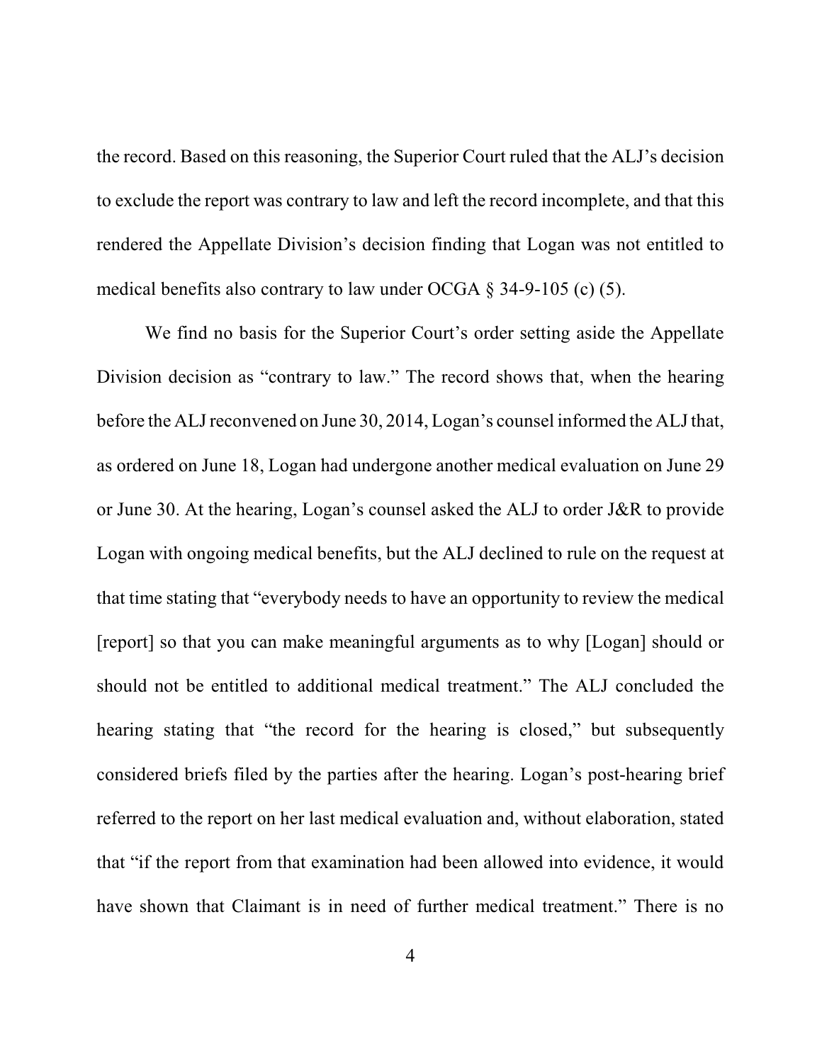the record. Based on this reasoning, the Superior Court ruled that the ALJ's decision to exclude the report was contrary to law and left the record incomplete, and that this rendered the Appellate Division's decision finding that Logan was not entitled to medical benefits also contrary to law under OCGA § 34-9-105 (c) (5).

We find no basis for the Superior Court's order setting aside the Appellate Division decision as "contrary to law." The record shows that, when the hearing before the ALJ reconvened on June 30, 2014, Logan's counsel informed the ALJ that, as ordered on June 18, Logan had undergone another medical evaluation on June 29 or June 30. At the hearing, Logan's counsel asked the ALJ to order J&R to provide Logan with ongoing medical benefits, but the ALJ declined to rule on the request at that time stating that "everybody needs to have an opportunity to review the medical [report] so that you can make meaningful arguments as to why [Logan] should or should not be entitled to additional medical treatment." The ALJ concluded the hearing stating that "the record for the hearing is closed," but subsequently considered briefs filed by the parties after the hearing. Logan's post-hearing brief referred to the report on her last medical evaluation and, without elaboration, stated that "if the report from that examination had been allowed into evidence, it would have shown that Claimant is in need of further medical treatment." There is no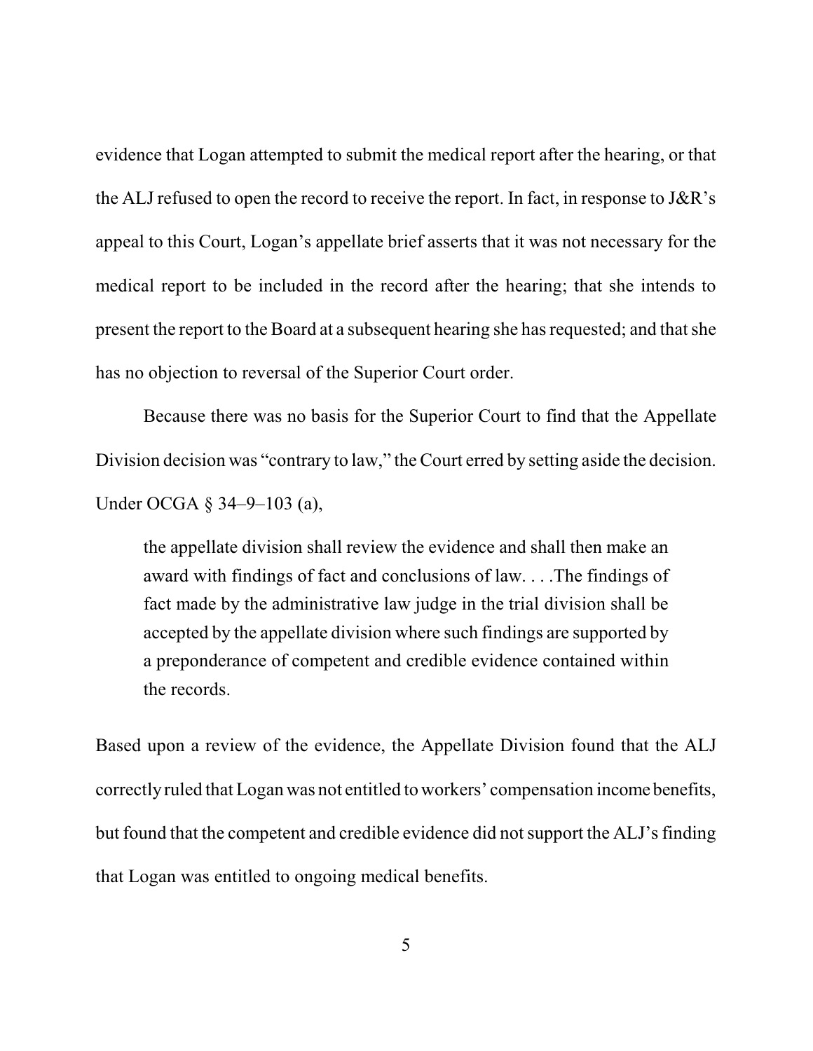evidence that Logan attempted to submit the medical report after the hearing, or that the ALJ refused to open the record to receive the report. In fact, in response to J&R's appeal to this Court, Logan's appellate brief asserts that it was not necessary for the medical report to be included in the record after the hearing; that she intends to present the report to the Board at a subsequent hearing she has requested; and that she has no objection to reversal of the Superior Court order.

Because there was no basis for the Superior Court to find that the Appellate Division decision was "contrary to law," the Court erred by setting aside the decision. Under OCGA § 34–9–103 (a),

> the appellate division shall review the evidence and shall then make an award with findings of fact and conclusions of law. . . .The findings of fact made by the administrative law judge in the trial division shall be accepted by the appellate division where such findings are supported by a preponderance of competent and credible evidence contained within the records.

Based upon a review of the evidence, the Appellate Division found that the ALJ correctly ruled that Logan was not entitled to workers' compensation income benefits, but found that the competent and credible evidence did not support the ALJ's finding that Logan was entitled to ongoing medical benefits.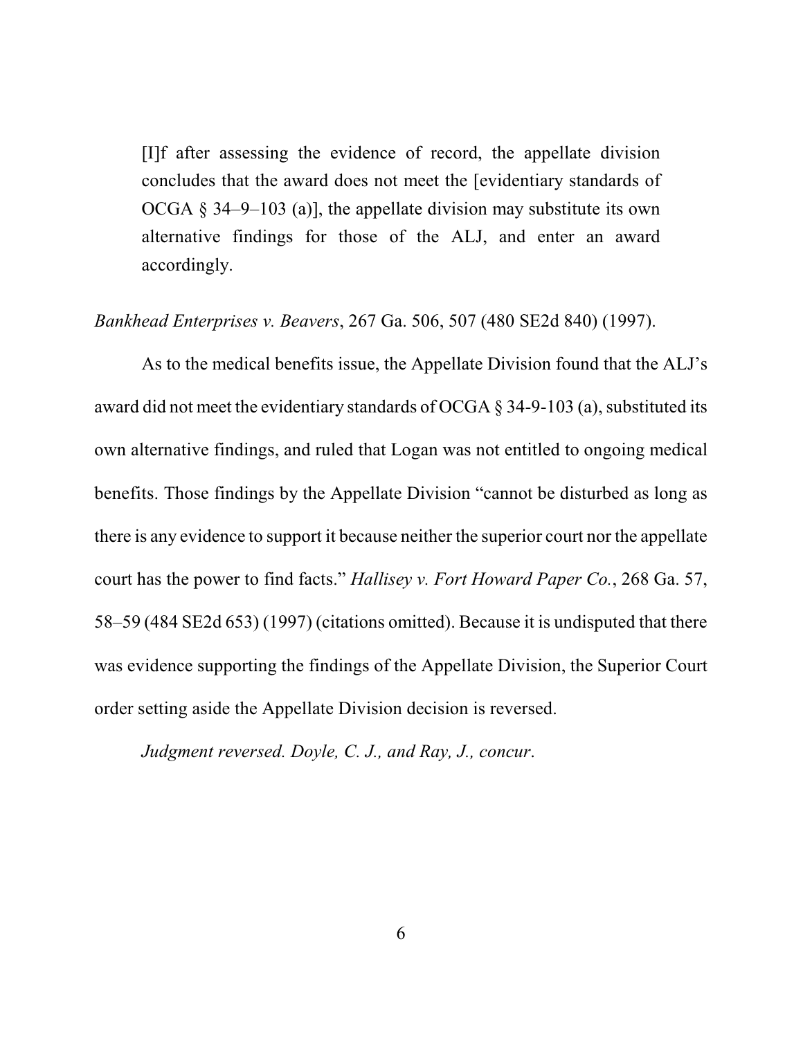> [I]f after assessing the evidence of record, the appellate division concludes that the award does not meet the [evidentiary standards of OCGA § 34–9–103 (a)], the appellate division may substitute its own alternative findings for those of the ALJ, and enter an award accordingly.

*Bankhead Enterprises v. Beavers*, 267 Ga. 506, 507 (480 SE2d 840) (1997).

As to the medical benefits issue, the Appellate Division found that the ALJ's award did not meet the evidentiary standards of OCGA § 34-9-103 (a), substituted its own alternative findings, and ruled that Logan was not entitled to ongoing medical benefits. Those findings by the Appellate Division "cannot be disturbed as long as there is any evidence to support it because neither the superior court nor the appellate court has the power to find facts." *Hallisey v. Fort Howard Paper Co.*, 268 Ga. 57, 58–59 (484 SE2d 653) (1997) (citations omitted). Because it is undisputed that there was evidence supporting the findings of the Appellate Division, the Superior Court order setting aside the Appellate Division decision is reversed.

*Judgment reversed. Doyle, C. J., and Ray, J., concur.*